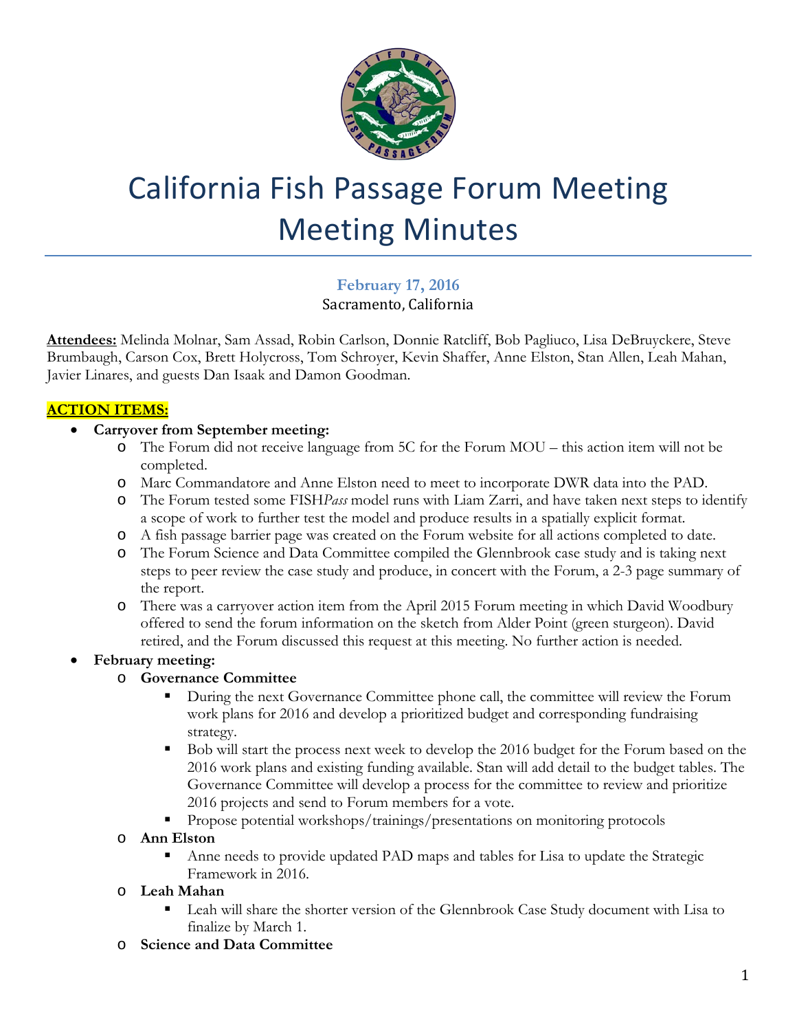# California Fish Passage Forum Meeting Meeting Minutes

**February 17, 2016**
Sacramento, California

**Attendees:** Melinda Molnar, Sam Assad, Robin Carlson, Donnie Ratcliff, Bob Pagliuco, Lisa DeBruyckere, Steve Brumbaugh, Carson Cox, Brett Holycross, Tom Schroyer, Kevin Shaffer, Anne Elston, Stan Allen, Leah Mahan, Javier Linares, and guests Dan Isaak and Damon Goodman.

## ACTION ITEMS:

- **Carryover from September meeting:**
  - The Forum did not receive language from 5C for the Forum MOU – this action item will not be completed.
  - Marc Commandatore and Anne Elston need to meet to incorporate DWR data into the PAD.
  - The Forum tested some FISH*Pass* model runs with Liam Zarri, and have taken next steps to identify a scope of work to further test the model and produce results in a spatially explicit format.
  - A fish passage barrier page was created on the Forum website for all actions completed to date.
  - The Forum Science and Data Committee compiled the Glennbrook case study and is taking next steps to peer review the case study and produce, in concert with the Forum, a 2-3 page summary of the report.
  - There was a carryover action item from the April 2015 Forum meeting in which David Woodbury offered to send the forum information on the sketch from Alder Point (green sturgeon). David retired, and the Forum discussed this request at this meeting. No further action is needed.
- **February meeting:**
  - **Governance Committee**
    - During the next Governance Committee phone call, the committee will review the Forum work plans for 2016 and develop a prioritized budget and corresponding fundraising strategy.
    - Bob will start the process next week to develop the 2016 budget for the Forum based on the 2016 work plans and existing funding available. Stan will add detail to the budget tables. The Governance Committee will develop a process for the committee to review and prioritize 2016 projects and send to Forum members for a vote.
    - Propose potential workshops/trainings/presentations on monitoring protocols
  - **Ann Elston**
    - Anne needs to provide updated PAD maps and tables for Lisa to update the Strategic Framework in 2016.
  - **Leah Mahan**
    - Leah will share the shorter version of the Glennbrook Case Study document with Lisa to finalize by March 1.
  - **Science and Data Committee**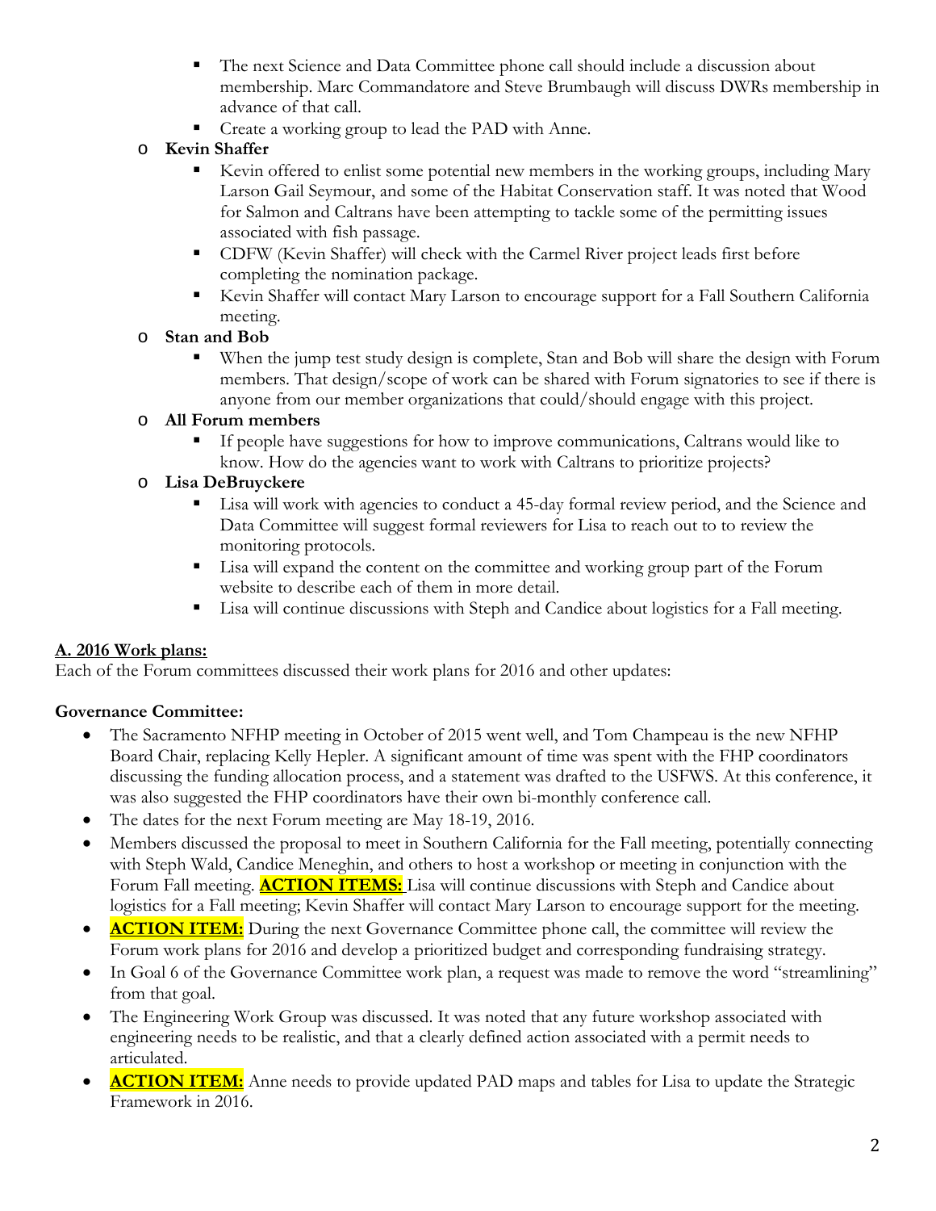- The next Science and Data Committee phone call should include a discussion about membership. Marc Commandatore and Steve Brumbaugh will discuss DWRs membership in advance of that call.
    - Create a working group to lead the PAD with Anne.
- **Kevin Shaffer**
    - Kevin offered to enlist some potential new members in the working groups, including Mary Larson Gail Seymour, and some of the Habitat Conservation staff. It was noted that Wood for Salmon and Caltrans have been attempting to tackle some of the permitting issues associated with fish passage.
    - CDFW (Kevin Shaffer) will check with the Carmel River project leads first before completing the nomination package.
    - Kevin Shaffer will contact Mary Larson to encourage support for a Fall Southern California meeting.
- **Stan and Bob**
    - When the jump test study design is complete, Stan and Bob will share the design with Forum members. That design/scope of work can be shared with Forum signatories to see if there is anyone from our member organizations that could/should engage with this project.
- **All Forum members**
    - If people have suggestions for how to improve communications, Caltrans would like to know. How do the agencies want to work with Caltrans to prioritize projects?
- **Lisa DeBruyckere**
    - Lisa will work with agencies to conduct a 45-day formal review period, and the Science and Data Committee will suggest formal reviewers for Lisa to reach out to to review the monitoring protocols.
    - Lisa will expand the content on the committee and working group part of the Forum website to describe each of them in more detail.
    - Lisa will continue discussions with Steph and Candice about logistics for a Fall meeting.

**A. 2016 Work plans:**

Each of the Forum committees discussed their work plans for 2016 and other updates:

**Governance Committee:**

- The Sacramento NFHP meeting in October of 2015 went well, and Tom Champeau is the new NFHP Board Chair, replacing Kelly Hepler. A significant amount of time was spent with the FHP coordinators discussing the funding allocation process, and a statement was drafted to the USFWS. At this conference, it was also suggested the FHP coordinators have their own bi-monthly conference call.
- The dates for the next Forum meeting are May 18-19, 2016.
- Members discussed the proposal to meet in Southern California for the Fall meeting, potentially connecting with Steph Wald, Candice Meneghin, and others to host a workshop or meeting in conjunction with the Forum Fall meeting. **ACTION ITEMS:** Lisa will continue discussions with Steph and Candice about logistics for a Fall meeting; Kevin Shaffer will contact Mary Larson to encourage support for the meeting.
- **ACTION ITEM:** During the next Governance Committee phone call, the committee will review the Forum work plans for 2016 and develop a prioritized budget and corresponding fundraising strategy.
- In Goal 6 of the Governance Committee work plan, a request was made to remove the word "streamlining" from that goal.
- The Engineering Work Group was discussed. It was noted that any future workshop associated with engineering needs to be realistic, and that a clearly defined action associated with a permit needs to articulated.
- **ACTION ITEM:** Anne needs to provide updated PAD maps and tables for Lisa to update the Strategic Framework in 2016.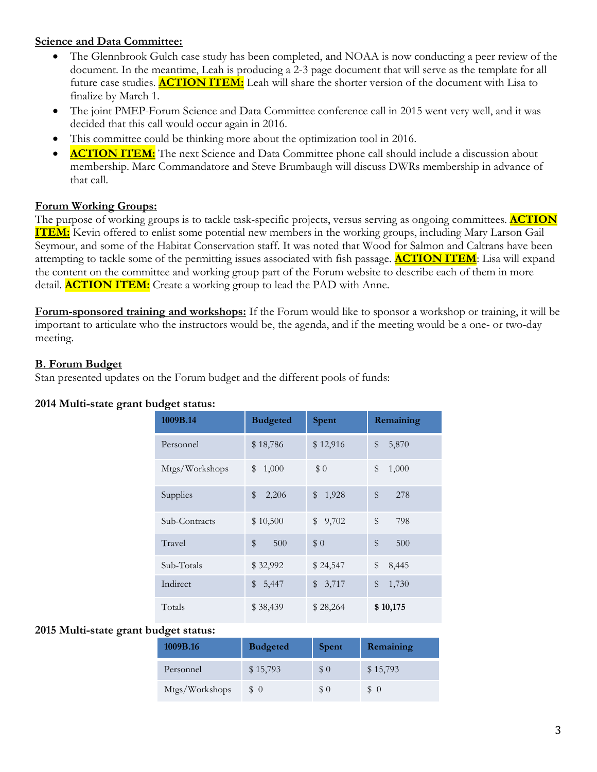**Science and Data Committee:**

- The Glennbrook Gulch case study has been completed, and NOAA is now conducting a peer review of the document. In the meantime, Leah is producing a 2-3 page document that will serve as the template for all future case studies. **ACTION ITEM:** Leah will share the shorter version of the document with Lisa to finalize by March 1.
- The joint PMEP-Forum Science and Data Committee conference call in 2015 went very well, and it was decided that this call would occur again in 2016.
- This committee could be thinking more about the optimization tool in 2016.
- **ACTION ITEM:** The next Science and Data Committee phone call should include a discussion about membership. Marc Commandatore and Steve Brumbaugh will discuss DWRs membership in advance of that call.

**Forum Working Groups:**

The purpose of working groups is to tackle task-specific projects, versus serving as ongoing committees. **ACTION ITEM:** Kevin offered to enlist some potential new members in the working groups, including Mary Larson Gail Seymour, and some of the Habitat Conservation staff. It was noted that Wood for Salmon and Caltrans have been attempting to tackle some of the permitting issues associated with fish passage. **ACTION ITEM**: Lisa will expand the content on the committee and working group part of the Forum website to describe each of them in more detail. **ACTION ITEM:** Create a working group to lead the PAD with Anne.

**Forum-sponsored training and workshops:** If the Forum would like to sponsor a workshop or training, it will be important to articulate who the instructors would be, the agenda, and if the meeting would be a one- or two-day meeting.

**B. Forum Budget**

Stan presented updates on the Forum budget and the different pools of funds:

**2014 Multi-state grant budget status:**

| 1009B.14 | Budgeted | Spent | Remaining |
|---|---|---|---|
| Personnel | $ 18,786 | $ 12,916 | $ 5,870 |
| Mtgs/Workshops | $ 1,000 | $ 0 | $ 1,000 |
| Supplies | $ 2,206 | $ 1,928 | $ 278 |
| Sub-Contracts | $ 10,500 | $ 9,702 | $ 798 |
| Travel | $ 500 | $ 0 | $ 500 |
| Sub-Totals | $ 32,992 | $ 24,547 | $ 8,445 |
| Indirect | $ 5,447 | $ 3,717 | $ 1,730 |
| Totals | $ 38,439 | $ 28,264 | **$ 10,175** |

**2015 Multi-state grant budget status:**

| 1009B.16 | Budgeted | Spent | Remaining |
|---|---|---|---|
| Personnel | $ 15,793 | $ 0 | $ 15,793 |
| Mtgs/Workshops | $ 0 | $ 0 | $ 0 |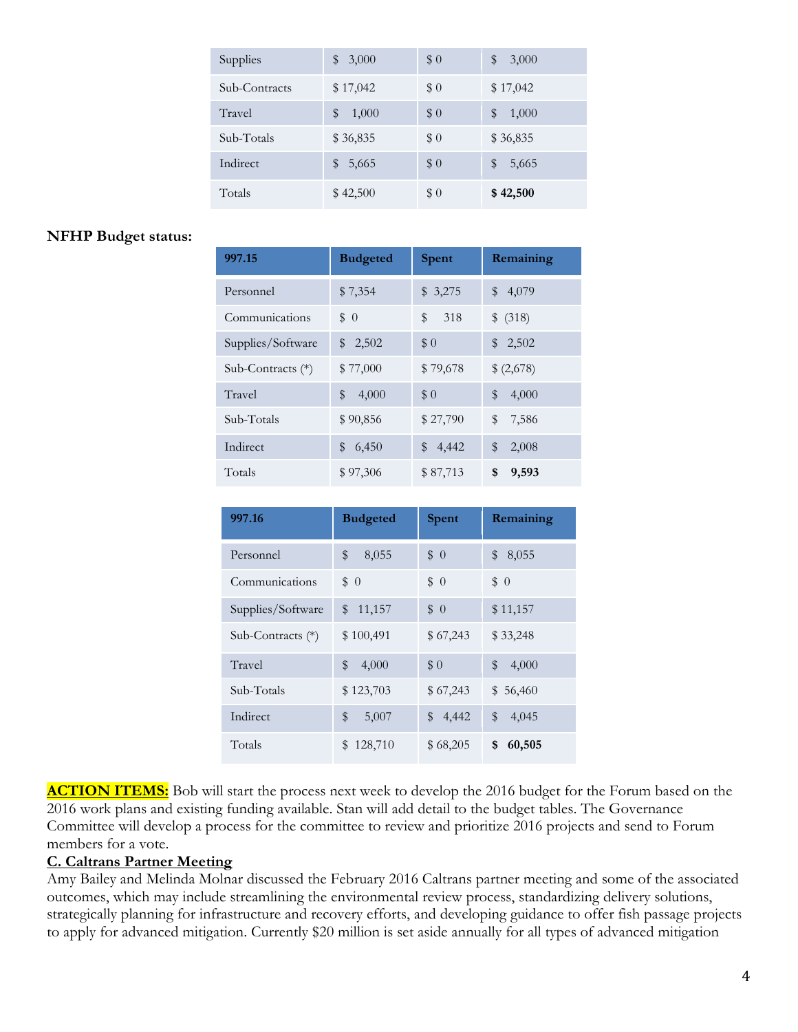| Supplies | $ 3,000 | $ 0 | $ 3,000 |
|---|---|---|---|
| Sub-Contracts | $ 17,042 | $ 0 | $ 17,042 |
| Travel | $ 1,000 | $ 0 | $ 1,000 |
| Sub-Totals | $ 36,835 | $ 0 | $ 36,835 |
| Indirect | $ 5,665 | $ 0 | $ 5,665 |
| Totals | $ 42,500 | $ 0 | **$ 42,500** |

**NFHP Budget status:**

| 997.15 | Budgeted | Spent | Remaining |
|---|---|---|---|
| Personnel | $ 7,354 | $ 3,275 | $ 4,079 |
| Communications | $ 0 | $ 318 | $ (318) |
| Supplies/Software | $ 2,502 | $ 0 | $ 2,502 |
| Sub-Contracts (*) | $ 77,000 | $ 79,678 | $ (2,678) |
| Travel | $ 4,000 | $ 0 | $ 4,000 |
| Sub-Totals | $ 90,856 | $ 27,790 | $ 7,586 |
| Indirect | $ 6,450 | $ 4,442 | $ 2,008 |
| Totals | $ 97,306 | $ 87,713 | **$ 9,593** |

| 997.16 | Budgeted | Spent | Remaining |
|---|---|---|---|
| Personnel | $ 8,055 | $ 0 | $ 8,055 |
| Communications | $ 0 | $ 0 | $ 0 |
| Supplies/Software | $ 11,157 | $ 0 | $ 11,157 |
| Sub-Contracts (*) | $ 100,491 | $ 67,243 | $ 33,248 |
| Travel | $ 4,000 | $ 0 | $ 4,000 |
| Sub-Totals | $ 123,703 | $ 67,243 | $ 56,460 |
| Indirect | $ 5,007 | $ 4,442 | $ 4,045 |
| Totals | $ 128,710 | $ 68,205 | **$ 60,505** |

**ACTION ITEMS:** Bob will start the process next week to develop the 2016 budget for the Forum based on the 2016 work plans and existing funding available. Stan will add detail to the budget tables. The Governance Committee will develop a process for the committee to review and prioritize 2016 projects and send to Forum members for a vote.

**C. Caltrans Partner Meeting**

Amy Bailey and Melinda Molnar discussed the February 2016 Caltrans partner meeting and some of the associated outcomes, which may include streamlining the environmental review process, standardizing delivery solutions, strategically planning for infrastructure and recovery efforts, and developing guidance to offer fish passage projects to apply for advanced mitigation. Currently $20 million is set aside annually for all types of advanced mitigation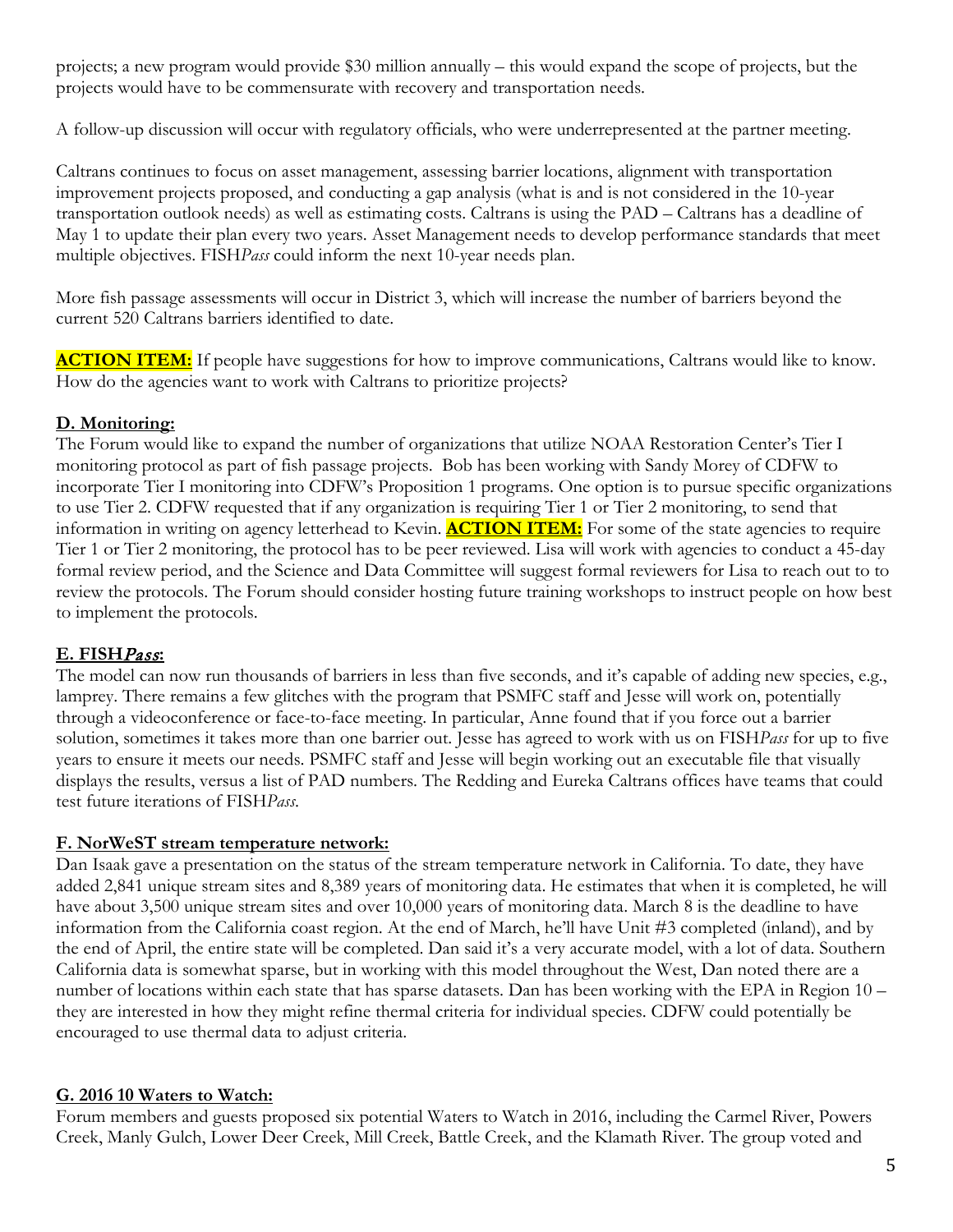projects; a new program would provide $30 million annually – this would expand the scope of projects, but the projects would have to be commensurate with recovery and transportation needs.

A follow-up discussion will occur with regulatory officials, who were underrepresented at the partner meeting.

Caltrans continues to focus on asset management, assessing barrier locations, alignment with transportation improvement projects proposed, and conducting a gap analysis (what is and is not considered in the 10-year transportation outlook needs) as well as estimating costs. Caltrans is using the PAD – Caltrans has a deadline of May 1 to update their plan every two years. Asset Management needs to develop performance standards that meet multiple objectives. FISH*Pass* could inform the next 10-year needs plan.

More fish passage assessments will occur in District 3, which will increase the number of barriers beyond the current 520 Caltrans barriers identified to date.

**ACTION ITEM:** If people have suggestions for how to improve communications, Caltrans would like to know. How do the agencies want to work with Caltrans to prioritize projects?

**D. Monitoring:**

The Forum would like to expand the number of organizations that utilize NOAA Restoration Center's Tier I monitoring protocol as part of fish passage projects. Bob has been working with Sandy Morey of CDFW to incorporate Tier I monitoring into CDFW's Proposition 1 programs. One option is to pursue specific organizations to use Tier 2. CDFW requested that if any organization is requiring Tier 1 or Tier 2 monitoring, to send that information in writing on agency letterhead to Kevin. **ACTION ITEM:** For some of the state agencies to require Tier 1 or Tier 2 monitoring, the protocol has to be peer reviewed. Lisa will work with agencies to conduct a 45-day formal review period, and the Science and Data Committee will suggest formal reviewers for Lisa to reach out to to review the protocols. The Forum should consider hosting future training workshops to instruct people on how best to implement the protocols.

**E. FISH*Pass*:**

The model can now run thousands of barriers in less than five seconds, and it's capable of adding new species, e.g., lamprey. There remains a few glitches with the program that PSMFC staff and Jesse will work on, potentially through a videoconference or face-to-face meeting. In particular, Anne found that if you force out a barrier solution, sometimes it takes more than one barrier out. Jesse has agreed to work with us on FISH*Pass* for up to five years to ensure it meets our needs. PSMFC staff and Jesse will begin working out an executable file that visually displays the results, versus a list of PAD numbers. The Redding and Eureka Caltrans offices have teams that could test future iterations of FISH*Pass*.

**F. NorWeST stream temperature network:**

Dan Isaak gave a presentation on the status of the stream temperature network in California. To date, they have added 2,841 unique stream sites and 8,389 years of monitoring data. He estimates that when it is completed, he will have about 3,500 unique stream sites and over 10,000 years of monitoring data. March 8 is the deadline to have information from the California coast region. At the end of March, he'll have Unit #3 completed (inland), and by the end of April, the entire state will be completed. Dan said it's a very accurate model, with a lot of data. Southern California data is somewhat sparse, but in working with this model throughout the West, Dan noted there are a number of locations within each state that has sparse datasets. Dan has been working with the EPA in Region 10 – they are interested in how they might refine thermal criteria for individual species. CDFW could potentially be encouraged to use thermal data to adjust criteria.

**G. 2016 10 Waters to Watch:**

Forum members and guests proposed six potential Waters to Watch in 2016, including the Carmel River, Powers Creek, Manly Gulch, Lower Deer Creek, Mill Creek, Battle Creek, and the Klamath River. The group voted and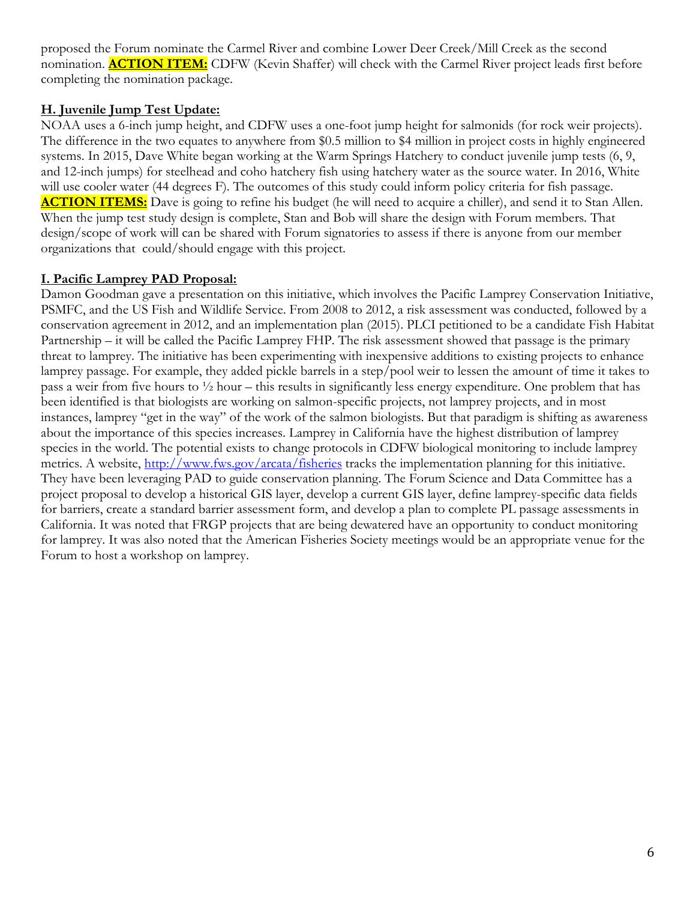proposed the Forum nominate the Carmel River and combine Lower Deer Creek/Mill Creek as the second nomination. **ACTION ITEM:** CDFW (Kevin Shaffer) will check with the Carmel River project leads first before completing the nomination package.

## H. Juvenile Jump Test Update:

NOAA uses a 6-inch jump height, and CDFW uses a one-foot jump height for salmonids (for rock weir projects). The difference in the two equates to anywhere from $0.5 million to $4 million in project costs in highly engineered systems. In 2015, Dave White began working at the Warm Springs Hatchery to conduct juvenile jump tests (6, 9, and 12-inch jumps) for steelhead and coho hatchery fish using hatchery water as the source water. In 2016, White will use cooler water (44 degrees F). The outcomes of this study could inform policy criteria for fish passage. **ACTION ITEMS:** Dave is going to refine his budget (he will need to acquire a chiller), and send it to Stan Allen. When the jump test study design is complete, Stan and Bob will share the design with Forum members. That design/scope of work will can be shared with Forum signatories to assess if there is anyone from our member organizations that could/should engage with this project.

## I. Pacific Lamprey PAD Proposal:

Damon Goodman gave a presentation on this initiative, which involves the Pacific Lamprey Conservation Initiative, PSMFC, and the US Fish and Wildlife Service. From 2008 to 2012, a risk assessment was conducted, followed by a conservation agreement in 2012, and an implementation plan (2015). PLCI petitioned to be a candidate Fish Habitat Partnership – it will be called the Pacific Lamprey FHP. The risk assessment showed that passage is the primary threat to lamprey. The initiative has been experimenting with inexpensive additions to existing projects to enhance lamprey passage. For example, they added pickle barrels in a step/pool weir to lessen the amount of time it takes to pass a weir from five hours to ½ hour – this results in significantly less energy expenditure. One problem that has been identified is that biologists are working on salmon-specific projects, not lamprey projects, and in most instances, lamprey "get in the way" of the work of the salmon biologists. But that paradigm is shifting as awareness about the importance of this species increases. Lamprey in California have the highest distribution of lamprey species in the world. The potential exists to change protocols in CDFW biological monitoring to include lamprey metrics. A website, http://www.fws.gov/arcata/fisheries tracks the implementation planning for this initiative. They have been leveraging PAD to guide conservation planning. The Forum Science and Data Committee has a project proposal to develop a historical GIS layer, develop a current GIS layer, define lamprey-specific data fields for barriers, create a standard barrier assessment form, and develop a plan to complete PL passage assessments in California. It was noted that FRGP projects that are being dewatered have an opportunity to conduct monitoring for lamprey. It was also noted that the American Fisheries Society meetings would be an appropriate venue for the Forum to host a workshop on lamprey.